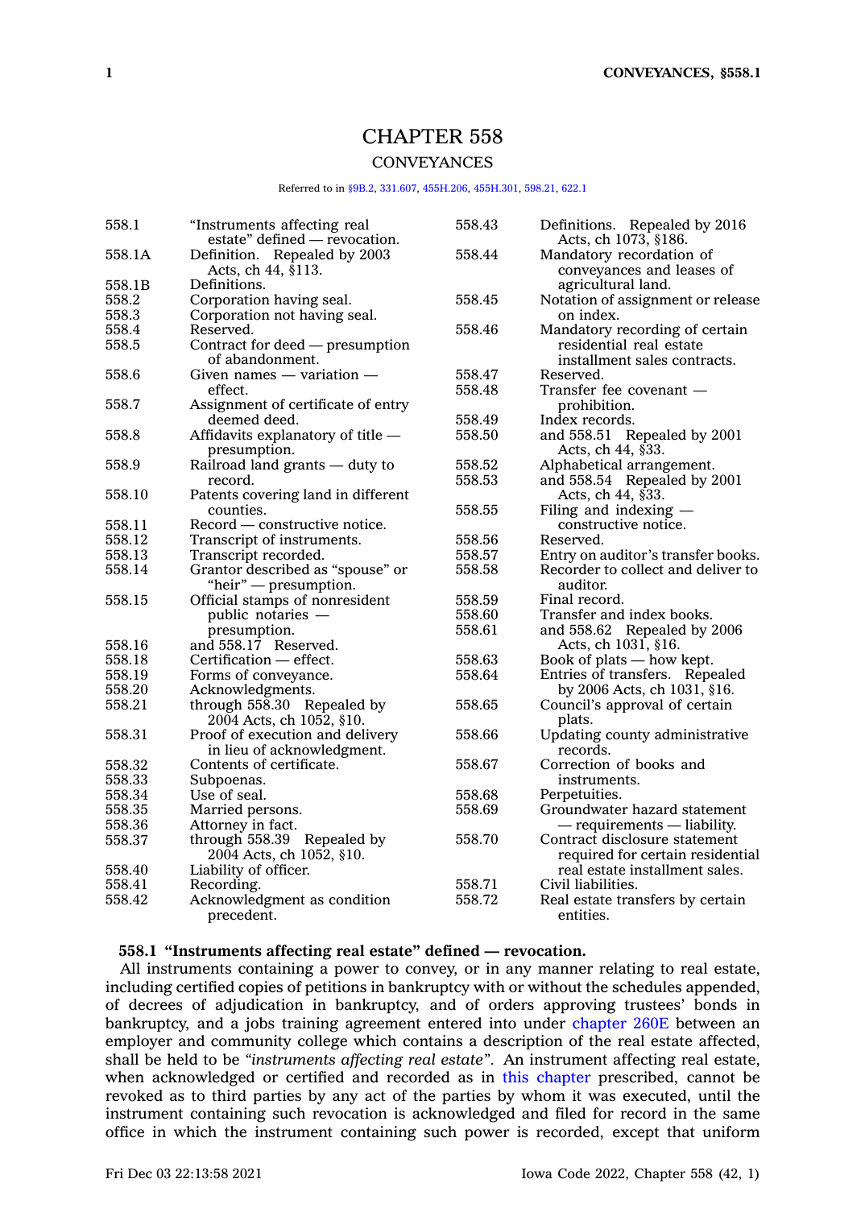# CHAPTER 558

## CONVEYANCES

Referred to in §9B.2, 331.607, 455H.206, 455H.301, 598.21, 622.1

| | |
|---|---|
| 558.1 | "Instruments affecting real estate" defined — revocation. |
| 558.1A | Definition. Repealed by 2003 Acts, ch 44, §113. |
| 558.1B | Definitions. |
| 558.2 | Corporation having seal. |
| 558.3 | Corporation not having seal. |
| 558.4 | Reserved. |
| 558.5 | Contract for deed — presumption of abandonment. |
| 558.6 | Given names — variation — effect. |
| 558.7 | Assignment of certificate of entry deemed deed. |
| 558.8 | Affidavits explanatory of title — presumption. |
| 558.9 | Railroad land grants — duty to record. |
| 558.10 | Patents covering land in different counties. |
| 558.11 | Record — constructive notice. |
| 558.12 | Transcript of instruments. |
| 558.13 | Transcript recorded. |
| 558.14 | Grantor described as "spouse" or "heir" — presumption. |
| 558.15 | Official stamps of nonresident public notaries — presumption. |
| 558.16 | and 558.17 Reserved. |
| 558.18 | Certification — effect. |
| 558.19 | Forms of conveyance. |
| 558.20 | Acknowledgments. |
| 558.21 | through 558.30 Repealed by 2004 Acts, ch 1052, §10. |
| 558.31 | Proof of execution and delivery in lieu of acknowledgment. |
| 558.32 | Contents of certificate. |
| 558.33 | Subpoenas. |
| 558.34 | Use of seal. |
| 558.35 | Married persons. |
| 558.36 | Attorney in fact. |
| 558.37 | through 558.39 Repealed by 2004 Acts, ch 1052, §10. |
| 558.40 | Liability of officer. |
| 558.41 | Recording. |
| 558.42 | Acknowledgment as condition precedent. |
| 558.43 | Definitions. Repealed by 2016 Acts, ch 1073, §186. |
| 558.44 | Mandatory recordation of conveyances and leases of agricultural land. |
| 558.45 | Notation of assignment or release on index. |
| 558.46 | Mandatory recording of certain residential real estate installment sales contracts. |
| 558.47 | Reserved. |
| 558.48 | Transfer fee covenant — prohibition. |
| 558.49 | Index records. |
| 558.50 | and 558.51 Repealed by 2001 Acts, ch 44, §33. |
| 558.52 | Alphabetical arrangement. |
| 558.53 | and 558.54 Repealed by 2001 Acts, ch 44, §33. |
| 558.55 | Filing and indexing — constructive notice. |
| 558.56 | Reserved. |
| 558.57 | Entry on auditor's transfer books. |
| 558.58 | Recorder to collect and deliver to auditor. |
| 558.59 | Final record. |
| 558.60 | Transfer and index books. |
| 558.61 | and 558.62 Repealed by 2006 Acts, ch 1031, §16. |
| 558.63 | Book of plats — how kept. |
| 558.64 | Entries of transfers. Repealed by 2006 Acts, ch 1031, §16. |
| 558.65 | Council's approval of certain plats. |
| 558.66 | Updating county administrative records. |
| 558.67 | Correction of books and instruments. |
| 558.68 | Perpetuities. |
| 558.69 | Groundwater hazard statement — requirements — liability. |
| 558.70 | Contract disclosure statement required for certain residential real estate installment sales. |
| 558.71 | Civil liabilities. |
| 558.72 | Real estate transfers by certain entities. |

**558.1 "Instruments affecting real estate" defined — revocation.**

All instruments containing a power to convey, or in any manner relating to real estate, including certified copies of petitions in bankruptcy with or without the schedules appended, of decrees of adjudication in bankruptcy, and of orders approving trustees' bonds in bankruptcy, and a jobs training agreement entered into under chapter 260E between an employer and community college which contains a description of the real estate affected, shall be held to be *"instruments affecting real estate"*. An instrument affecting real estate, when acknowledged or certified and recorded as in this chapter prescribed, cannot be revoked as to third parties by any act of the parties by whom it was executed, until the instrument containing such revocation is acknowledged and filed for record in the same office in which the instrument containing such power is recorded, except that uniform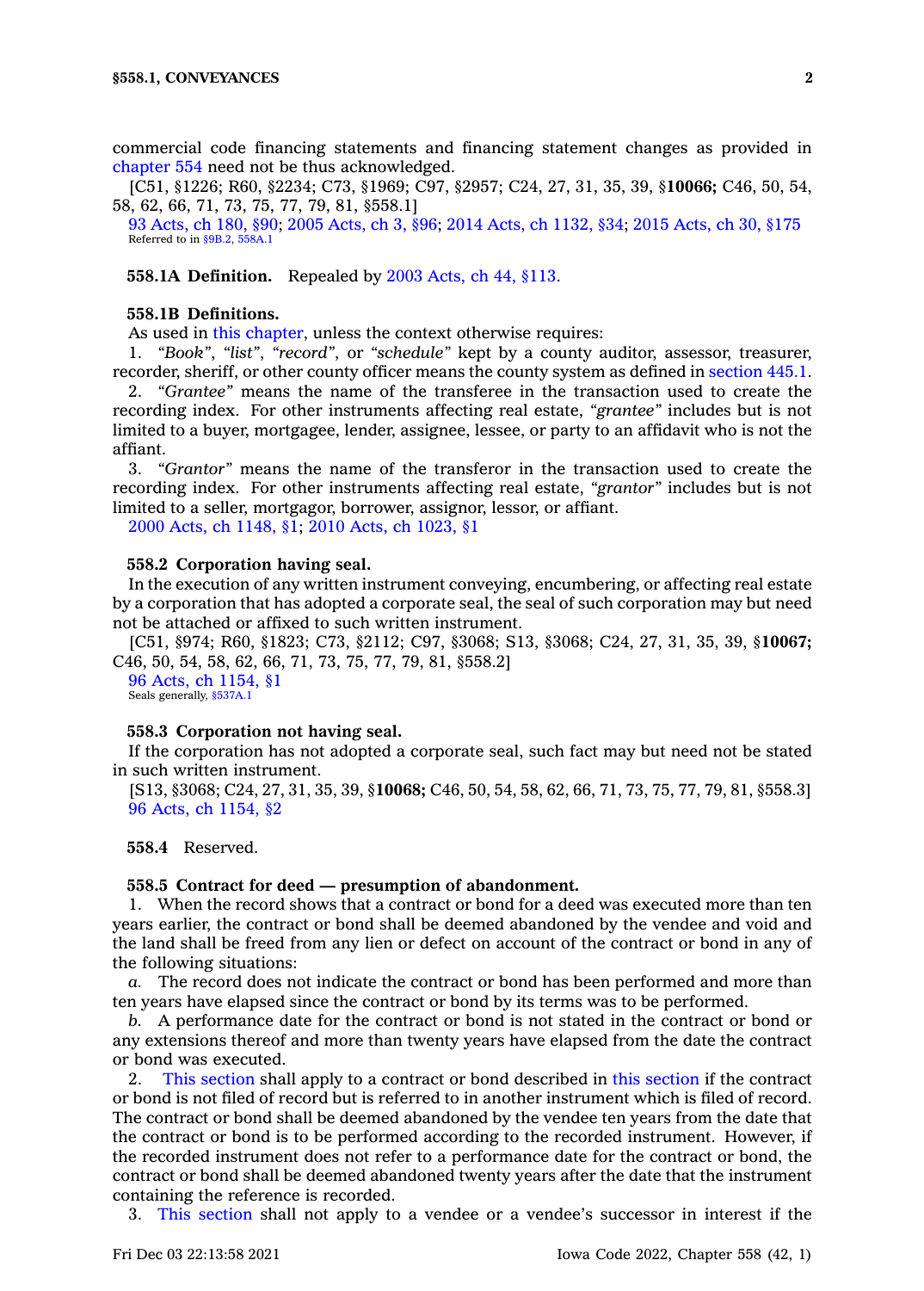commercial code financing statements and financing statement changes as provided in chapter 554 need not be thus acknowledged.

[C51, §1226; R60, §2234; C73, §1969; C97, §2957; C24, 27, 31, 35, 39, §**10066;** C46, 50, 54, 58, 62, 66, 71, 73, 75, 77, 79, 81, §558.1]

93 Acts, ch 180, §90; 2005 Acts, ch 3, §96; 2014 Acts, ch 1132, §34; 2015 Acts, ch 30, §175

Referred to in §9B.2, 558A.1

**558.1A Definition.** Repealed by 2003 Acts, ch 44, §113.

**558.1B Definitions.**

As used in this chapter, unless the context otherwise requires:

1. *"Book"*, *"list"*, *"record"*, or *"schedule"* kept by a county auditor, assessor, treasurer, recorder, sheriff, or other county officer means the county system as defined in section 445.1.

2. *"Grantee"* means the name of the transferee in the transaction used to create the recording index. For other instruments affecting real estate, *"grantee"* includes but is not limited to a buyer, mortgagee, lender, assignee, lessee, or party to an affidavit who is not the affiant.

3. *"Grantor"* means the name of the transferor in the transaction used to create the recording index. For other instruments affecting real estate, *"grantor"* includes but is not limited to a seller, mortgagor, borrower, assignor, lessor, or affiant.

2000 Acts, ch 1148, §1; 2010 Acts, ch 1023, §1

**558.2 Corporation having seal.**

In the execution of any written instrument conveying, encumbering, or affecting real estate by a corporation that has adopted a corporate seal, the seal of such corporation may but need not be attached or affixed to such written instrument.

[C51, §974; R60, §1823; C73, §2112; C97, §3068; S13, §3068; C24, 27, 31, 35, 39, §**10067;** C46, 50, 54, 58, 62, 66, 71, 73, 75, 77, 79, 81, §558.2]

96 Acts, ch 1154, §1

Seals generally, §537A.1

**558.3 Corporation not having seal.**

If the corporation has not adopted a corporate seal, such fact may but need not be stated in such written instrument.

[S13, §3068; C24, 27, 31, 35, 39, §**10068;** C46, 50, 54, 58, 62, 66, 71, 73, 75, 77, 79, 81, §558.3]

96 Acts, ch 1154, §2

**558.4** Reserved.

**558.5 Contract for deed — presumption of abandonment.**

1. When the record shows that a contract or bond for a deed was executed more than ten years earlier, the contract or bond shall be deemed abandoned by the vendee and void and the land shall be freed from any lien or defect on account of the contract or bond in any of the following situations:

*a.* The record does not indicate the contract or bond has been performed and more than ten years have elapsed since the contract or bond by its terms was to be performed.

*b.* A performance date for the contract or bond is not stated in the contract or bond or any extensions thereof and more than twenty years have elapsed from the date the contract or bond was executed.

2. This section shall apply to a contract or bond described in this section if the contract or bond is not filed of record but is referred to in another instrument which is filed of record. The contract or bond shall be deemed abandoned by the vendee ten years from the date that the contract or bond is to be performed according to the recorded instrument. However, if the recorded instrument does not refer to a performance date for the contract or bond, the contract or bond shall be deemed abandoned twenty years after the date that the instrument containing the reference is recorded.

3. This section shall not apply to a vendee or a vendee's successor in interest if the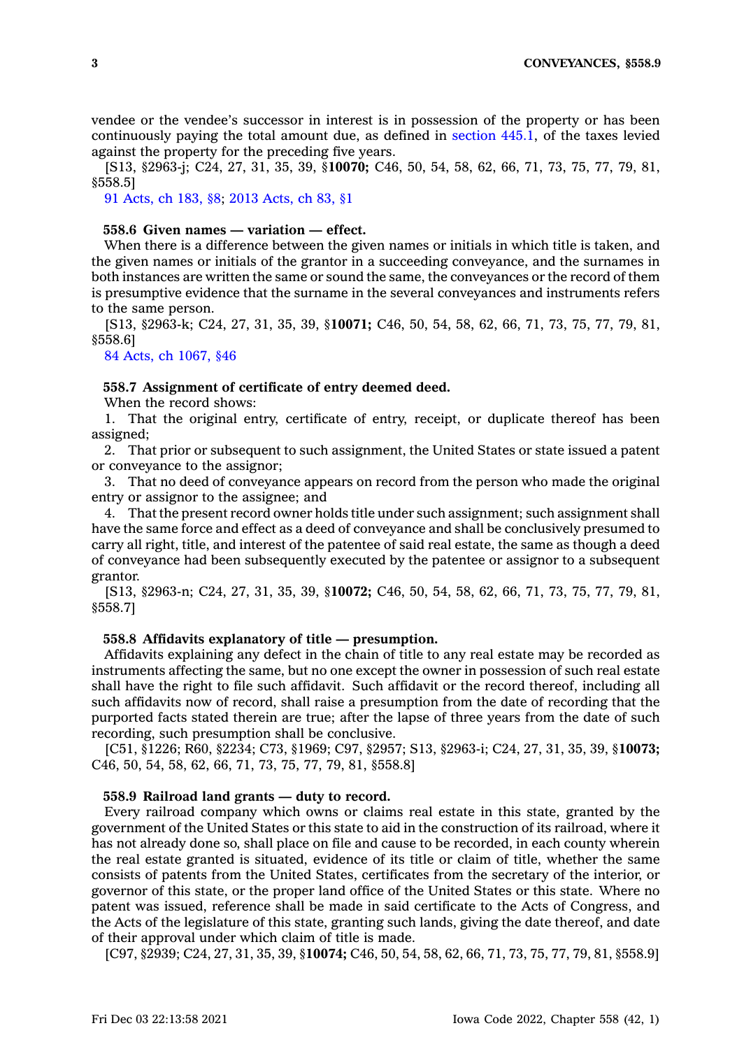vendee or the vendee's successor in interest is in possession of the property or has been continuously paying the total amount due, as defined in section 445.1, of the taxes levied against the property for the preceding five years.

[S13, §2963-j; C24, 27, 31, 35, 39, §**10070;** C46, 50, 54, 58, 62, 66, 71, 73, 75, 77, 79, 81, §558.5]

91 Acts, ch 183, §8; 2013 Acts, ch 83, §1

**558.6 Given names — variation — effect.**

When there is a difference between the given names or initials in which title is taken, and the given names or initials of the grantor in a succeeding conveyance, and the surnames in both instances are written the same or sound the same, the conveyances or the record of them is presumptive evidence that the surname in the several conveyances and instruments refers to the same person.

[S13, §2963-k; C24, 27, 31, 35, 39, §**10071;** C46, 50, 54, 58, 62, 66, 71, 73, 75, 77, 79, 81, §558.6]

84 Acts, ch 1067, §46

**558.7 Assignment of certificate of entry deemed deed.**

When the record shows:

1. That the original entry, certificate of entry, receipt, or duplicate thereof has been assigned;

2. That prior or subsequent to such assignment, the United States or state issued a patent or conveyance to the assignor;

3. That no deed of conveyance appears on record from the person who made the original entry or assignor to the assignee; and

4. That the present record owner holds title under such assignment; such assignment shall have the same force and effect as a deed of conveyance and shall be conclusively presumed to carry all right, title, and interest of the patentee of said real estate, the same as though a deed of conveyance had been subsequently executed by the patentee or assignor to a subsequent grantor.

[S13, §2963-n; C24, 27, 31, 35, 39, §**10072;** C46, 50, 54, 58, 62, 66, 71, 73, 75, 77, 79, 81, §558.7]

**558.8 Affidavits explanatory of title — presumption.**

Affidavits explaining any defect in the chain of title to any real estate may be recorded as instruments affecting the same, but no one except the owner in possession of such real estate shall have the right to file such affidavit. Such affidavit or the record thereof, including all such affidavits now of record, shall raise a presumption from the date of recording that the purported facts stated therein are true; after the lapse of three years from the date of such recording, such presumption shall be conclusive.

[C51, §1226; R60, §2234; C73, §1969; C97, §2957; S13, §2963-i; C24, 27, 31, 35, 39, §**10073;** C46, 50, 54, 58, 62, 66, 71, 73, 75, 77, 79, 81, §558.8]

**558.9 Railroad land grants — duty to record.**

Every railroad company which owns or claims real estate in this state, granted by the government of the United States or this state to aid in the construction of its railroad, where it has not already done so, shall place on file and cause to be recorded, in each county wherein the real estate granted is situated, evidence of its title or claim of title, whether the same consists of patents from the United States, certificates from the secretary of the interior, or governor of this state, or the proper land office of the United States or this state. Where no patent was issued, reference shall be made in said certificate to the Acts of Congress, and the Acts of the legislature of this state, granting such lands, giving the date thereof, and date of their approval under which claim of title is made.

[C97, §2939; C24, 27, 31, 35, 39, §**10074;** C46, 50, 54, 58, 62, 66, 71, 73, 75, 77, 79, 81, §558.9]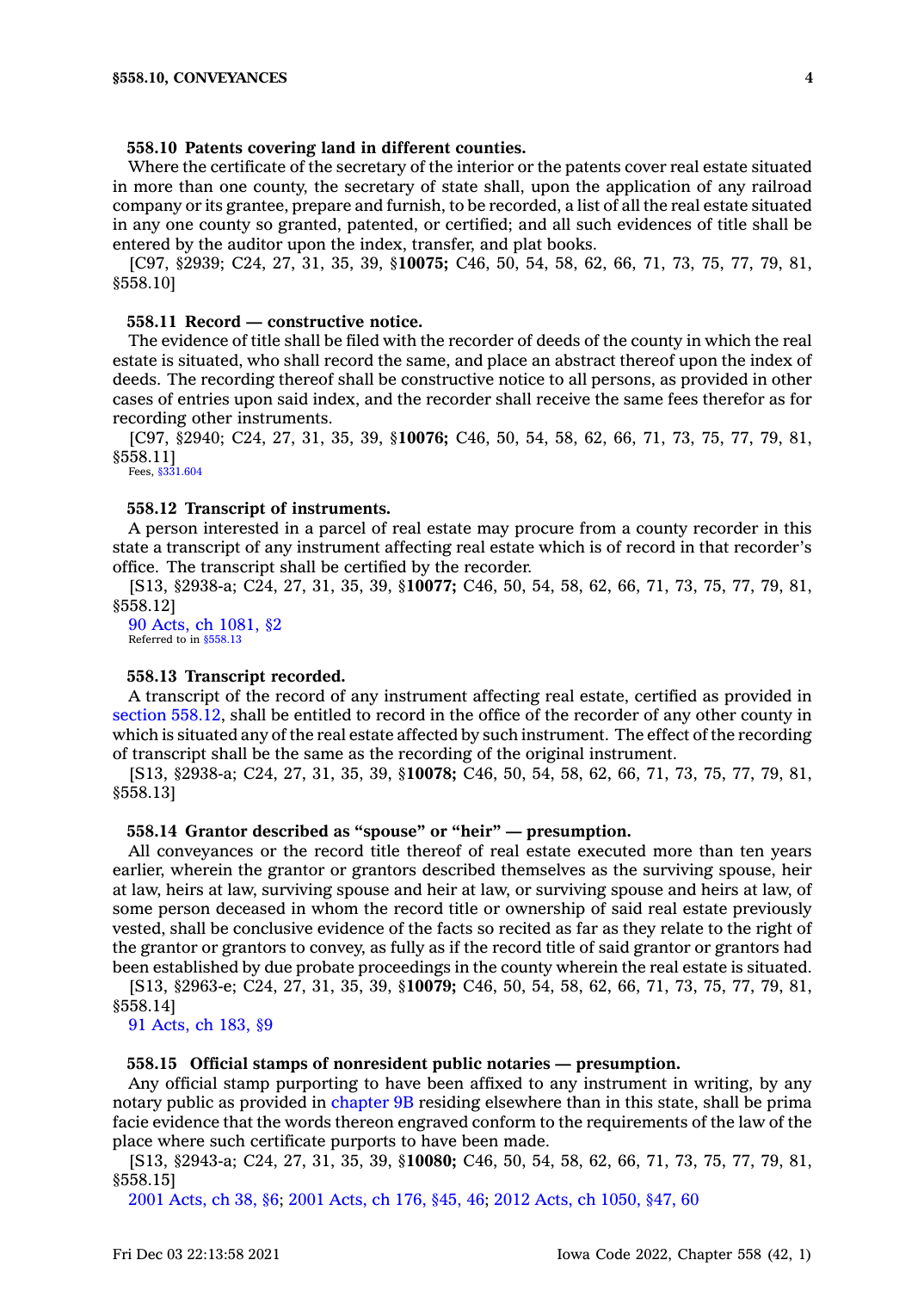### 558.10 Patents covering land in different counties.

Where the certificate of the secretary of the interior or the patents cover real estate situated in more than one county, the secretary of state shall, upon the application of any railroad company or its grantee, prepare and furnish, to be recorded, a list of all the real estate situated in any one county so granted, patented, or certified; and all such evidences of title shall be entered by the auditor upon the index, transfer, and plat books.

[C97, §2939; C24, 27, 31, 35, 39, §**10075;** C46, 50, 54, 58, 62, 66, 71, 73, 75, 77, 79, 81, §558.10]

### 558.11 Record — constructive notice.

The evidence of title shall be filed with the recorder of deeds of the county in which the real estate is situated, who shall record the same, and place an abstract thereof upon the index of deeds. The recording thereof shall be constructive notice to all persons, as provided in other cases of entries upon said index, and the recorder shall receive the same fees therefor as for recording other instruments.

[C97, §2940; C24, 27, 31, 35, 39, §**10076;** C46, 50, 54, 58, 62, 66, 71, 73, 75, 77, 79, 81, §558.11]

Fees, §331.604

### 558.12 Transcript of instruments.

A person interested in a parcel of real estate may procure from a county recorder in this state a transcript of any instrument affecting real estate which is of record in that recorder's office. The transcript shall be certified by the recorder.

[S13, §2938-a; C24, 27, 31, 35, 39, §**10077;** C46, 50, 54, 58, 62, 66, 71, 73, 75, 77, 79, 81, §558.12]

90 Acts, ch 1081, §2

Referred to in §558.13

### 558.13 Transcript recorded.

A transcript of the record of any instrument affecting real estate, certified as provided in section 558.12, shall be entitled to record in the office of the recorder of any other county in which is situated any of the real estate affected by such instrument. The effect of the recording of transcript shall be the same as the recording of the original instrument.

[S13, §2938-a; C24, 27, 31, 35, 39, §**10078;** C46, 50, 54, 58, 62, 66, 71, 73, 75, 77, 79, 81, §558.13]

### 558.14 Grantor described as "spouse" or "heir" — presumption.

All conveyances or the record title thereof of real estate executed more than ten years earlier, wherein the grantor or grantors described themselves as the surviving spouse, heir at law, heirs at law, surviving spouse and heir at law, or surviving spouse and heirs at law, of some person deceased in whom the record title or ownership of said real estate previously vested, shall be conclusive evidence of the facts so recited as far as they relate to the right of the grantor or grantors to convey, as fully as if the record title of said grantor or grantors had been established by due probate proceedings in the county wherein the real estate is situated.

[S13, §2963-e; C24, 27, 31, 35, 39, §**10079;** C46, 50, 54, 58, 62, 66, 71, 73, 75, 77, 79, 81, §558.14]

91 Acts, ch 183, §9

### 558.15 Official stamps of nonresident public notaries — presumption.

Any official stamp purporting to have been affixed to any instrument in writing, by any notary public as provided in chapter 9B residing elsewhere than in this state, shall be prima facie evidence that the words thereon engraved conform to the requirements of the law of the place where such certificate purports to have been made.

[S13, §2943-a; C24, 27, 31, 35, 39, §**10080;** C46, 50, 54, 58, 62, 66, 71, 73, 75, 77, 79, 81, §558.15]

2001 Acts, ch 38, §6; 2001 Acts, ch 176, §45, 46; 2012 Acts, ch 1050, §47, 60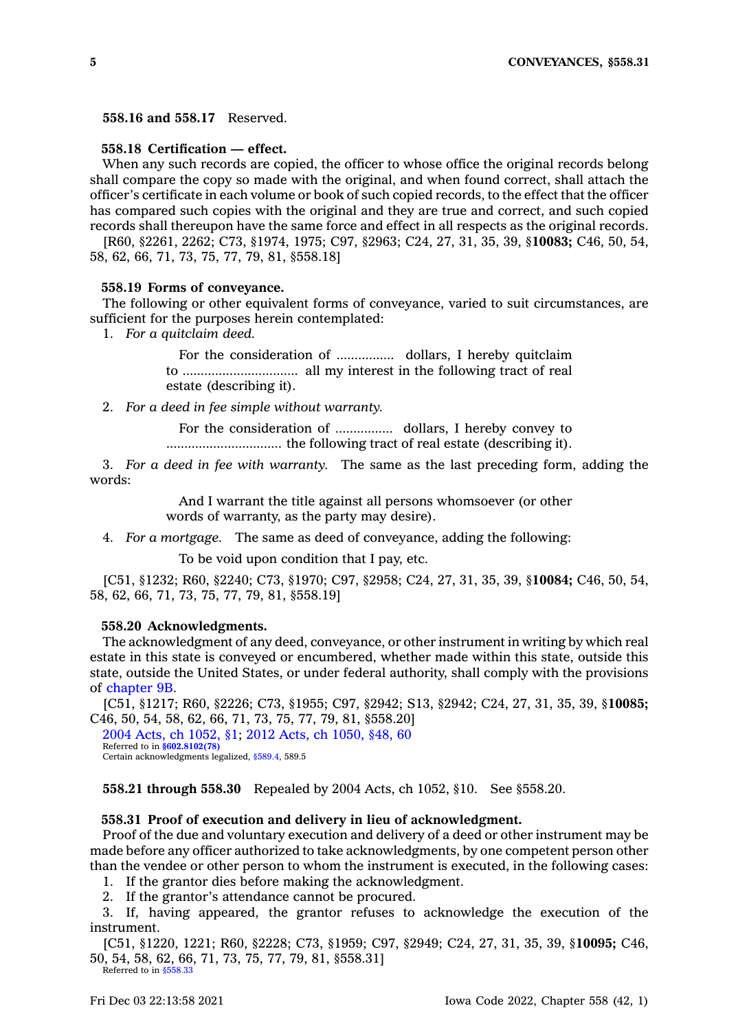**558.16 and 558.17** Reserved.

**558.18 Certification — effect.**

When any such records are copied, the officer to whose office the original records belong shall compare the copy so made with the original, and when found correct, shall attach the officer's certificate in each volume or book of such copied records, to the effect that the officer has compared such copies with the original and they are true and correct, and such copied records shall thereupon have the same force and effect in all respects as the original records.

[R60, §2261, 2262; C73, §1974, 1975; C97, §2963; C24, 27, 31, 35, 39, §**10083;** C46, 50, 54, 58, 62, 66, 71, 73, 75, 77, 79, 81, §558.18]

**558.19 Forms of conveyance.**

The following or other equivalent forms of conveyance, varied to suit circumstances, are sufficient for the purposes herein contemplated:

1. *For a quitclaim deed.*

   For the consideration of ................ dollars, I hereby quitclaim to ................................ all my interest in the following tract of real estate (describing it).

2. *For a deed in fee simple without warranty.*

   For the consideration of ................ dollars, I hereby convey to ................................ the following tract of real estate (describing it).

3. *For a deed in fee with warranty.* The same as the last preceding form, adding the words:

   And I warrant the title against all persons whomsoever (or other words of warranty, as the party may desire).

4. *For a mortgage.* The same as deed of conveyance, adding the following:

   To be void upon condition that I pay, etc.

[C51, §1232; R60, §2240; C73, §1970; C97, §2958; C24, 27, 31, 35, 39, §**10084;** C46, 50, 54, 58, 62, 66, 71, 73, 75, 77, 79, 81, §558.19]

**558.20 Acknowledgments.**

The acknowledgment of any deed, conveyance, or other instrument in writing by which real estate in this state is conveyed or encumbered, whether made within this state, outside this state, outside the United States, or under federal authority, shall comply with the provisions of chapter 9B.

[C51, §1217; R60, §2226; C73, §1955; C97, §2942; S13, §2942; C24, 27, 31, 35, 39, §**10085;** C46, 50, 54, 58, 62, 66, 71, 73, 75, 77, 79, 81, §558.20]

2004 Acts, ch 1052, §1; 2012 Acts, ch 1050, §48, 60

Referred to in **§602.8102(78)**

Certain acknowledgments legalized, §589.4, 589.5

**558.21 through 558.30** Repealed by 2004 Acts, ch 1052, §10. See §558.20.

**558.31 Proof of execution and delivery in lieu of acknowledgment.**

Proof of the due and voluntary execution and delivery of a deed or other instrument may be made before any officer authorized to take acknowledgments, by one competent person other than the vendee or other person to whom the instrument is executed, in the following cases:

1. If the grantor dies before making the acknowledgment.
2. If the grantor's attendance cannot be procured.
3. If, having appeared, the grantor refuses to acknowledge the execution of the instrument.

[C51, §1220, 1221; R60, §2228; C73, §1959; C97, §2949; C24, 27, 31, 35, 39, §**10095;** C46, 50, 54, 58, 62, 66, 71, 73, 75, 77, 79, 81, §558.31]

Referred to in §558.33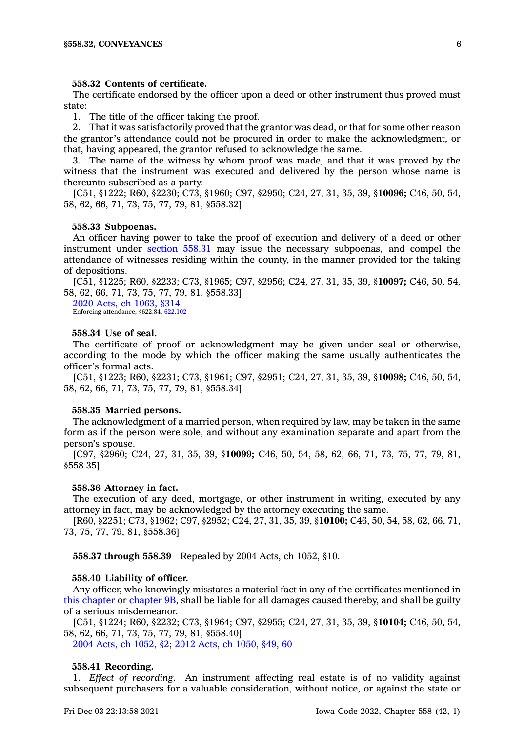**558.32 Contents of certificate.**

The certificate endorsed by the officer upon a deed or other instrument thus proved must state:

1. The title of the officer taking the proof.
2. That it was satisfactorily proved that the grantor was dead, or that for some other reason the grantor's attendance could not be procured in order to make the acknowledgment, or that, having appeared, the grantor refused to acknowledge the same.
3. The name of the witness by whom proof was made, and that it was proved by the witness that the instrument was executed and delivered by the person whose name is thereunto subscribed as a party.

[C51, §1222; R60, §2230; C73, §1960; C97, §2950; C24, 27, 31, 35, 39, §**10096;** C46, 50, 54, 58, 62, 66, 71, 73, 75, 77, 79, 81, §558.32]

**558.33 Subpoenas.**

An officer having power to take the proof of execution and delivery of a deed or other instrument under section 558.31 may issue the necessary subpoenas, and compel the attendance of witnesses residing within the county, in the manner provided for the taking of depositions.

[C51, §1225; R60, §2233; C73, §1965; C97, §2956; C24, 27, 31, 35, 39, §**10097;** C46, 50, 54, 58, 62, 66, 71, 73, 75, 77, 79, 81, §558.33]

2020 Acts, ch 1063, §314

Enforcing attendance, §622.84, 622.102

**558.34 Use of seal.**

The certificate of proof or acknowledgment may be given under seal or otherwise, according to the mode by which the officer making the same usually authenticates the officer's formal acts.

[C51, §1223; R60, §2231; C73, §1961; C97, §2951; C24, 27, 31, 35, 39, §**10098;** C46, 50, 54, 58, 62, 66, 71, 73, 75, 77, 79, 81, §558.34]

**558.35 Married persons.**

The acknowledgment of a married person, when required by law, may be taken in the same form as if the person were sole, and without any examination separate and apart from the person's spouse.

[C97, §2960; C24, 27, 31, 35, 39, §**10099;** C46, 50, 54, 58, 62, 66, 71, 73, 75, 77, 79, 81, §558.35]

**558.36 Attorney in fact.**

The execution of any deed, mortgage, or other instrument in writing, executed by any attorney in fact, may be acknowledged by the attorney executing the same.

[R60, §2251; C73, §1962; C97, §2952; C24, 27, 31, 35, 39, §**10100;** C46, 50, 54, 58, 62, 66, 71, 73, 75, 77, 79, 81, §558.36]

**558.37 through 558.39** Repealed by 2004 Acts, ch 1052, §10.

**558.40 Liability of officer.**

Any officer, who knowingly misstates a material fact in any of the certificates mentioned in this chapter or chapter 9B, shall be liable for all damages caused thereby, and shall be guilty of a serious misdemeanor.

[C51, §1224; R60, §2232; C73, §1964; C97, §2955; C24, 27, 31, 35, 39, §**10104;** C46, 50, 54, 58, 62, 66, 71, 73, 75, 77, 79, 81, §558.40]

2004 Acts, ch 1052, §2; 2012 Acts, ch 1050, §49, 60

**558.41 Recording.**

1. *Effect of recording.* An instrument affecting real estate is of no validity against subsequent purchasers for a valuable consideration, without notice, or against the state or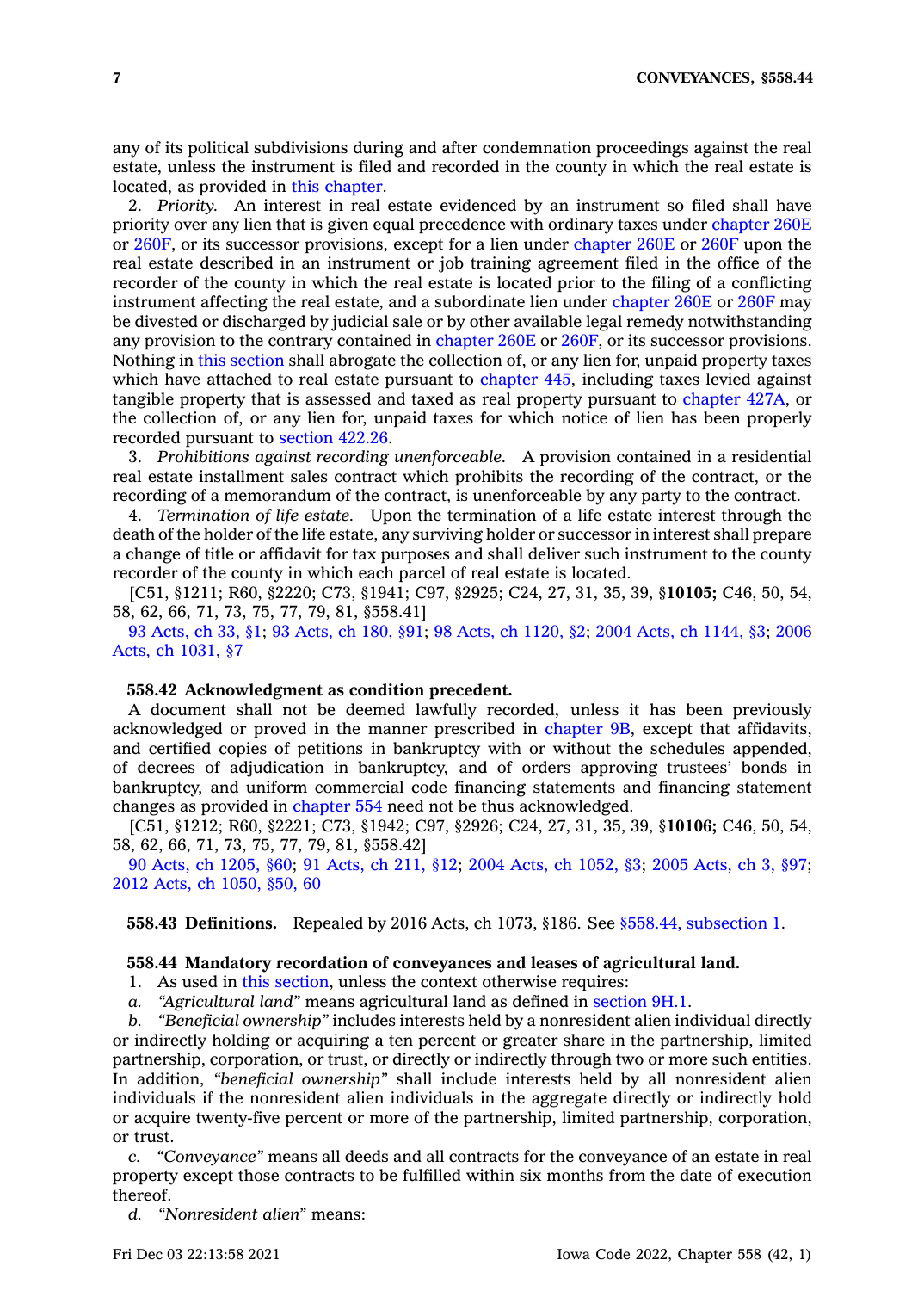any of its political subdivisions during and after condemnation proceedings against the real estate, unless the instrument is filed and recorded in the county in which the real estate is located, as provided in this chapter.

2. *Priority.* An interest in real estate evidenced by an instrument so filed shall have priority over any lien that is given equal precedence with ordinary taxes under chapter 260E or 260F, or its successor provisions, except for a lien under chapter 260E or 260F upon the real estate described in an instrument or job training agreement filed in the office of the recorder of the county in which the real estate is located prior to the filing of a conflicting instrument affecting the real estate, and a subordinate lien under chapter 260E or 260F may be divested or discharged by judicial sale or by other available legal remedy notwithstanding any provision to the contrary contained in chapter 260E or 260F, or its successor provisions. Nothing in this section shall abrogate the collection of, or any lien for, unpaid property taxes which have attached to real estate pursuant to chapter 445, including taxes levied against tangible property that is assessed and taxed as real property pursuant to chapter 427A, or the collection of, or any lien for, unpaid taxes for which notice of lien has been properly recorded pursuant to section 422.26.

3. *Prohibitions against recording unenforceable.* A provision contained in a residential real estate installment sales contract which prohibits the recording of the contract, or the recording of a memorandum of the contract, is unenforceable by any party to the contract.

4. *Termination of life estate.* Upon the termination of a life estate interest through the death of the holder of the life estate, any surviving holder or successor in interest shall prepare a change of title or affidavit for tax purposes and shall deliver such instrument to the county recorder of the county in which each parcel of real estate is located.

[C51, §1211; R60, §2220; C73, §1941; C97, §2925; C24, 27, 31, 35, 39, §**10105;** C46, 50, 54, 58, 62, 66, 71, 73, 75, 77, 79, 81, §558.41]

93 Acts, ch 33, §1; 93 Acts, ch 180, §91; 98 Acts, ch 1120, §2; 2004 Acts, ch 1144, §3; 2006 Acts, ch 1031, §7

### 558.42 Acknowledgment as condition precedent.

A document shall not be deemed lawfully recorded, unless it has been previously acknowledged or proved in the manner prescribed in chapter 9B, except that affidavits, and certified copies of petitions in bankruptcy with or without the schedules appended, of decrees of adjudication in bankruptcy, and of orders approving trustees' bonds in bankruptcy, and uniform commercial code financing statements and financing statement changes as provided in chapter 554 need not be thus acknowledged.

[C51, §1212; R60, §2221; C73, §1942; C97, §2926; C24, 27, 31, 35, 39, §**10106;** C46, 50, 54, 58, 62, 66, 71, 73, 75, 77, 79, 81, §558.42]

90 Acts, ch 1205, §60; 91 Acts, ch 211, §12; 2004 Acts, ch 1052, §3; 2005 Acts, ch 3, §97; 2012 Acts, ch 1050, §50, 60

**558.43 Definitions.** Repealed by 2016 Acts, ch 1073, §186. See §558.44, subsection 1.

### 558.44 Mandatory recordation of conveyances and leases of agricultural land.

1. As used in this section, unless the context otherwise requires:

*a.* *"Agricultural land"* means agricultural land as defined in section 9H.1.

*b.* *"Beneficial ownership"* includes interests held by a nonresident alien individual directly or indirectly holding or acquiring a ten percent or greater share in the partnership, limited partnership, corporation, or trust, or directly or indirectly through two or more such entities. In addition, *"beneficial ownership"* shall include interests held by all nonresident alien individuals if the nonresident alien individuals in the aggregate directly or indirectly hold or acquire twenty-five percent or more of the partnership, limited partnership, corporation, or trust.

*c.* *"Conveyance"* means all deeds and all contracts for the conveyance of an estate in real property except those contracts to be fulfilled within six months from the date of execution thereof.

*d.* *"Nonresident alien"* means: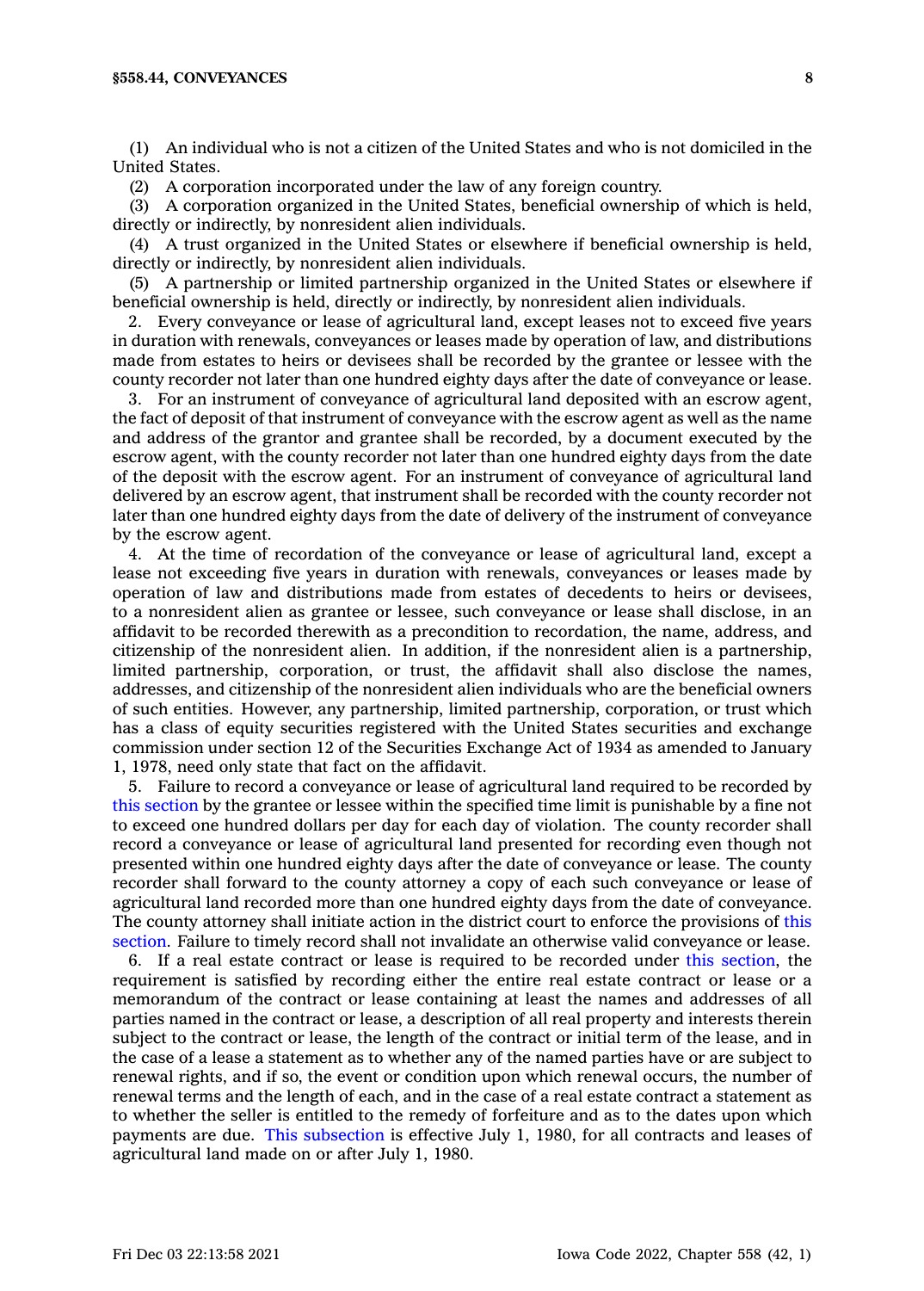(1) An individual who is not a citizen of the United States and who is not domiciled in the United States.

(2) A corporation incorporated under the law of any foreign country.

(3) A corporation organized in the United States, beneficial ownership of which is held, directly or indirectly, by nonresident alien individuals.

(4) A trust organized in the United States or elsewhere if beneficial ownership is held, directly or indirectly, by nonresident alien individuals.

(5) A partnership or limited partnership organized in the United States or elsewhere if beneficial ownership is held, directly or indirectly, by nonresident alien individuals.

2. Every conveyance or lease of agricultural land, except leases not to exceed five years in duration with renewals, conveyances or leases made by operation of law, and distributions made from estates to heirs or devisees shall be recorded by the grantee or lessee with the county recorder not later than one hundred eighty days after the date of conveyance or lease.

3. For an instrument of conveyance of agricultural land deposited with an escrow agent, the fact of deposit of that instrument of conveyance with the escrow agent as well as the name and address of the grantor and grantee shall be recorded, by a document executed by the escrow agent, with the county recorder not later than one hundred eighty days from the date of the deposit with the escrow agent. For an instrument of conveyance of agricultural land delivered by an escrow agent, that instrument shall be recorded with the county recorder not later than one hundred eighty days from the date of delivery of the instrument of conveyance by the escrow agent.

4. At the time of recordation of the conveyance or lease of agricultural land, except a lease not exceeding five years in duration with renewals, conveyances or leases made by operation of law and distributions made from estates of decedents to heirs or devisees, to a nonresident alien as grantee or lessee, such conveyance or lease shall disclose, in an affidavit to be recorded therewith as a precondition to recordation, the name, address, and citizenship of the nonresident alien. In addition, if the nonresident alien is a partnership, limited partnership, corporation, or trust, the affidavit shall also disclose the names, addresses, and citizenship of the nonresident alien individuals who are the beneficial owners of such entities. However, any partnership, limited partnership, corporation, or trust which has a class of equity securities registered with the United States securities and exchange commission under section 12 of the Securities Exchange Act of 1934 as amended to January 1, 1978, need only state that fact on the affidavit.

5. Failure to record a conveyance or lease of agricultural land required to be recorded by this section by the grantee or lessee within the specified time limit is punishable by a fine not to exceed one hundred dollars per day for each day of violation. The county recorder shall record a conveyance or lease of agricultural land presented for recording even though not presented within one hundred eighty days after the date of conveyance or lease. The county recorder shall forward to the county attorney a copy of each such conveyance or lease of agricultural land recorded more than one hundred eighty days from the date of conveyance. The county attorney shall initiate action in the district court to enforce the provisions of this section. Failure to timely record shall not invalidate an otherwise valid conveyance or lease.

6. If a real estate contract or lease is required to be recorded under this section, the requirement is satisfied by recording either the entire real estate contract or lease or a memorandum of the contract or lease containing at least the names and addresses of all parties named in the contract or lease, a description of all real property and interests therein subject to the contract or lease, the length of the contract or initial term of the lease, and in the case of a lease a statement as to whether any of the named parties have or are subject to renewal rights, and if so, the event or condition upon which renewal occurs, the number of renewal terms and the length of each, and in the case of a real estate contract a statement as to whether the seller is entitled to the remedy of forfeiture and as to the dates upon which payments are due. This subsection is effective July 1, 1980, for all contracts and leases of agricultural land made on or after July 1, 1980.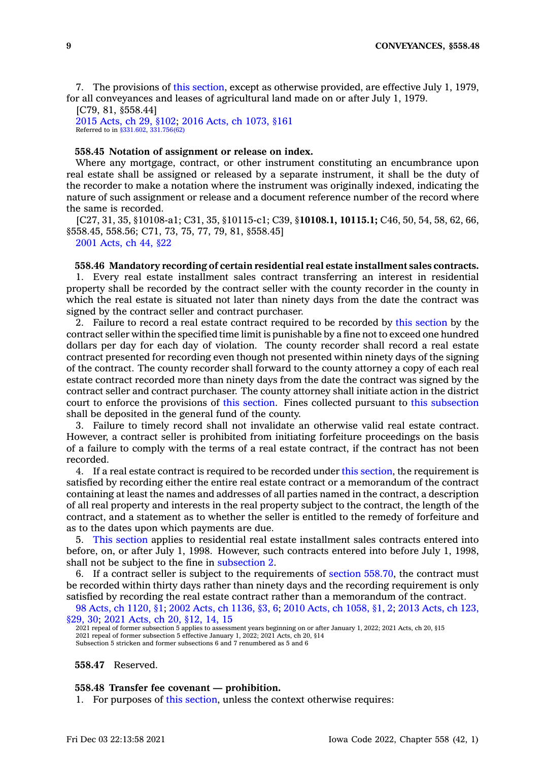7. The provisions of this section, except as otherwise provided, are effective July 1, 1979, for all conveyances and leases of agricultural land made on or after July 1, 1979.

[C79, 81, §558.44]

2015 Acts, ch 29, §102; 2016 Acts, ch 1073, §161

Referred to in §331.602, 331.756(62)

**558.45 Notation of assignment or release on index.**

Where any mortgage, contract, or other instrument constituting an encumbrance upon real estate shall be assigned or released by a separate instrument, it shall be the duty of the recorder to make a notation where the instrument was originally indexed, indicating the nature of such assignment or release and a document reference number of the record where the same is recorded.

[C27, 31, 35, §10108-a1; C31, 35, §10115-c1; C39, §**10108.1, 10115.1;** C46, 50, 54, 58, 62, 66, §558.45, 558.56; C71, 73, 75, 77, 79, 81, §558.45]

2001 Acts, ch 44, §22

**558.46 Mandatory recording of certain residential real estate installment sales contracts.**

1. Every real estate installment sales contract transferring an interest in residential property shall be recorded by the contract seller with the county recorder in the county in which the real estate is situated not later than ninety days from the date the contract was signed by the contract seller and contract purchaser.

2. Failure to record a real estate contract required to be recorded by this section by the contract seller within the specified time limit is punishable by a fine not to exceed one hundred dollars per day for each day of violation. The county recorder shall record a real estate contract presented for recording even though not presented within ninety days of the signing of the contract. The county recorder shall forward to the county attorney a copy of each real estate contract recorded more than ninety days from the date the contract was signed by the contract seller and contract purchaser. The county attorney shall initiate action in the district court to enforce the provisions of this section. Fines collected pursuant to this subsection shall be deposited in the general fund of the county.

3. Failure to timely record shall not invalidate an otherwise valid real estate contract. However, a contract seller is prohibited from initiating forfeiture proceedings on the basis of a failure to comply with the terms of a real estate contract, if the contract has not been recorded.

4. If a real estate contract is required to be recorded under this section, the requirement is satisfied by recording either the entire real estate contract or a memorandum of the contract containing at least the names and addresses of all parties named in the contract, a description of all real property and interests in the real property subject to the contract, the length of the contract, and a statement as to whether the seller is entitled to the remedy of forfeiture and as to the dates upon which payments are due.

5. This section applies to residential real estate installment sales contracts entered into before, on, or after July 1, 1998. However, such contracts entered into before July 1, 1998, shall not be subject to the fine in subsection 2.

6. If a contract seller is subject to the requirements of section 558.70, the contract must be recorded within thirty days rather than ninety days and the recording requirement is only satisfied by recording the real estate contract rather than a memorandum of the contract.

98 Acts, ch 1120, §1; 2002 Acts, ch 1136, §3, 6; 2010 Acts, ch 1058, §1, 2; 2013 Acts, ch 123, §29, 30; 2021 Acts, ch 20, §12, 14, 15

2021 repeal of former subsection 5 applies to assessment years beginning on or after January 1, 2022; 2021 Acts, ch 20, §15
2021 repeal of former subsection 5 effective January 1, 2022; 2021 Acts, ch 20, §14
Subsection 5 stricken and former subsections 6 and 7 renumbered as 5 and 6

**558.47** Reserved.

**558.48 Transfer fee covenant — prohibition.**

1. For purposes of this section, unless the context otherwise requires: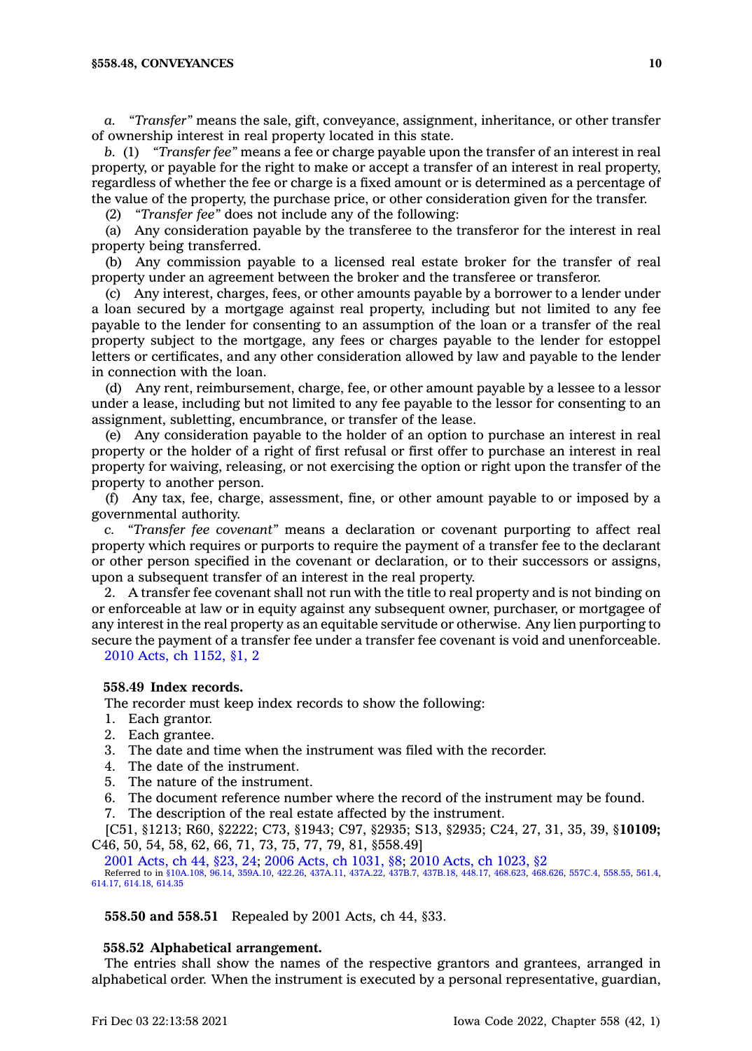*a.* *"Transfer"* means the sale, gift, conveyance, assignment, inheritance, or other transfer of ownership interest in real property located in this state.

*b.* (1) *"Transfer fee"* means a fee or charge payable upon the transfer of an interest in real property, or payable for the right to make or accept a transfer of an interest in real property, regardless of whether the fee or charge is a fixed amount or is determined as a percentage of the value of the property, the purchase price, or other consideration given for the transfer.

(2) *"Transfer fee"* does not include any of the following:

(a) Any consideration payable by the transferee to the transferor for the interest in real property being transferred.

(b) Any commission payable to a licensed real estate broker for the transfer of real property under an agreement between the broker and the transferee or transferor.

(c) Any interest, charges, fees, or other amounts payable by a borrower to a lender under a loan secured by a mortgage against real property, including but not limited to any fee payable to the lender for consenting to an assumption of the loan or a transfer of the real property subject to the mortgage, any fees or charges payable to the lender for estoppel letters or certificates, and any other consideration allowed by law and payable to the lender in connection with the loan.

(d) Any rent, reimbursement, charge, fee, or other amount payable by a lessee to a lessor under a lease, including but not limited to any fee payable to the lessor for consenting to an assignment, subletting, encumbrance, or transfer of the lease.

(e) Any consideration payable to the holder of an option to purchase an interest in real property or the holder of a right of first refusal or first offer to purchase an interest in real property for waiving, releasing, or not exercising the option or right upon the transfer of the property to another person.

(f) Any tax, fee, charge, assessment, fine, or other amount payable to or imposed by a governmental authority.

*c.* *"Transfer fee covenant"* means a declaration or covenant purporting to affect real property which requires or purports to require the payment of a transfer fee to the declarant or other person specified in the covenant or declaration, or to their successors or assigns, upon a subsequent transfer of an interest in the real property.

2. A transfer fee covenant shall not run with the title to real property and is not binding on or enforceable at law or in equity against any subsequent owner, purchaser, or mortgagee of any interest in the real property as an equitable servitude or otherwise. Any lien purporting to secure the payment of a transfer fee under a transfer fee covenant is void and unenforceable.

2010 Acts, ch 1152, §1, 2

**558.49 Index records.**

The recorder must keep index records to show the following:

1. Each grantor.
2. Each grantee.
3. The date and time when the instrument was filed with the recorder.
4. The date of the instrument.
5. The nature of the instrument.
6. The document reference number where the record of the instrument may be found.
7. The description of the real estate affected by the instrument.

[C51, §1213; R60, §2222; C73, §1943; C97, §2935; S13, §2935; C24, 27, 31, 35, 39, §**10109;** C46, 50, 54, 58, 62, 66, 71, 73, 75, 77, 79, 81, §558.49]

2001 Acts, ch 44, §23, 24; 2006 Acts, ch 1031, §8; 2010 Acts, ch 1023, §2

Referred to in §10A.108, 96.14, 359A.10, 422.26, 437A.11, 437A.22, 437B.7, 437B.18, 448.17, 468.623, 468.626, 557C.4, 558.55, 561.4, 614.17, 614.18, 614.35

**558.50 and 558.51** Repealed by 2001 Acts, ch 44, §33.

**558.52 Alphabetical arrangement.**

The entries shall show the names of the respective grantors and grantees, arranged in alphabetical order. When the instrument is executed by a personal representative, guardian,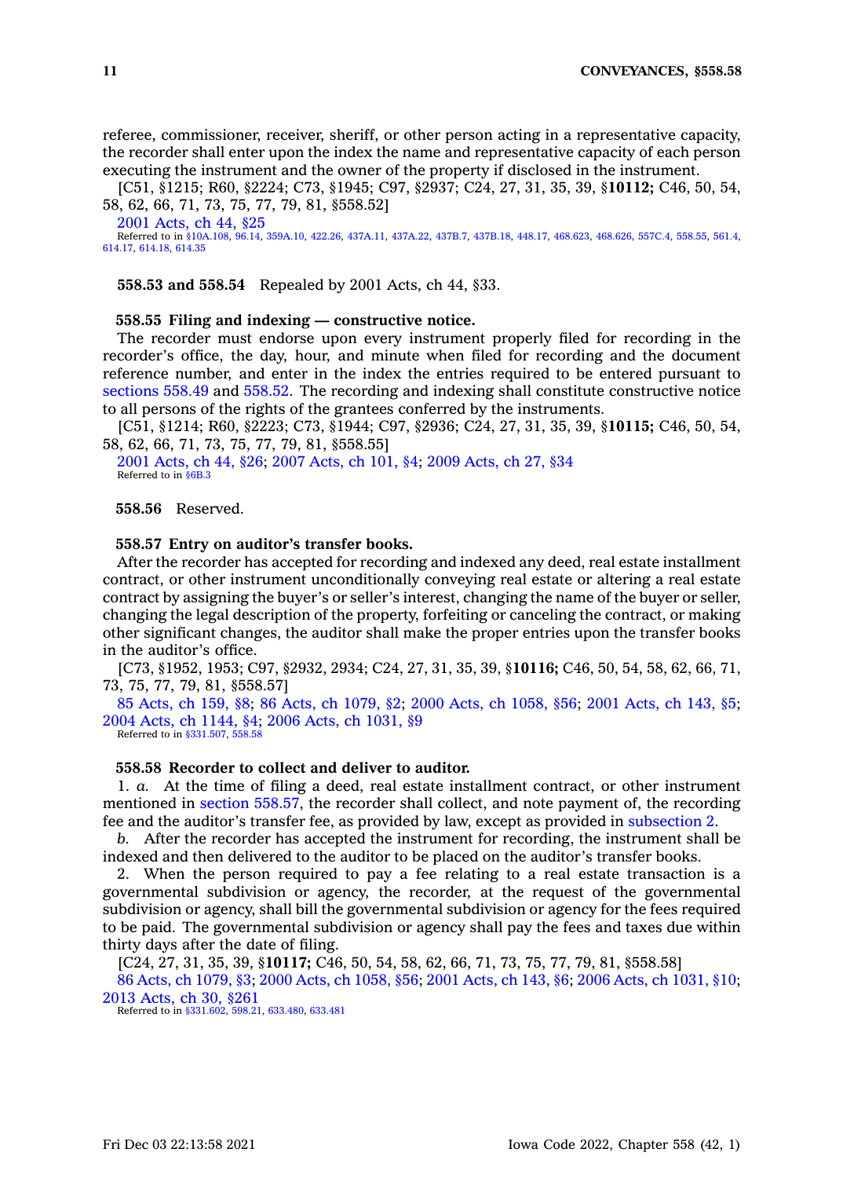referee, commissioner, receiver, sheriff, or other person acting in a representative capacity, the recorder shall enter upon the index the name and representative capacity of each person executing the instrument and the owner of the property if disclosed in the instrument.

[C51, §1215; R60, §2224; C73, §1945; C97, §2937; C24, 27, 31, 35, 39, §**10112;** C46, 50, 54, 58, 62, 66, 71, 73, 75, 77, 79, 81, §558.52]

2001 Acts, ch 44, §25

Referred to in §10A.108, 96.14, 359A.10, 422.26, 437A.11, 437A.22, 437B.7, 437B.18, 448.17, 468.623, 468.626, 557C.4, 558.55, 561.4, 614.17, 614.18, 614.35

**558.53 and 558.54** Repealed by 2001 Acts, ch 44, §33.

**558.55 Filing and indexing — constructive notice.**

The recorder must endorse upon every instrument properly filed for recording in the recorder's office, the day, hour, and minute when filed for recording and the document reference number, and enter in the index the entries required to be entered pursuant to sections 558.49 and 558.52. The recording and indexing shall constitute constructive notice to all persons of the rights of the grantees conferred by the instruments.

[C51, §1214; R60, §2223; C73, §1944; C97, §2936; C24, 27, 31, 35, 39, §**10115;** C46, 50, 54, 58, 62, 66, 71, 73, 75, 77, 79, 81, §558.55]

2001 Acts, ch 44, §26; 2007 Acts, ch 101, §4; 2009 Acts, ch 27, §34

Referred to in §6B.3

**558.56** Reserved.

**558.57 Entry on auditor's transfer books.**

After the recorder has accepted for recording and indexed any deed, real estate installment contract, or other instrument unconditionally conveying real estate or altering a real estate contract by assigning the buyer's or seller's interest, changing the name of the buyer or seller, changing the legal description of the property, forfeiting or canceling the contract, or making other significant changes, the auditor shall make the proper entries upon the transfer books in the auditor's office.

[C73, §1952, 1953; C97, §2932, 2934; C24, 27, 31, 35, 39, §**10116;** C46, 50, 54, 58, 62, 66, 71, 73, 75, 77, 79, 81, §558.57]

85 Acts, ch 159, §8; 86 Acts, ch 1079, §2; 2000 Acts, ch 1058, §56; 2001 Acts, ch 143, §5; 2004 Acts, ch 1144, §4; 2006 Acts, ch 1031, §9

Referred to in §331.507, 558.58

**558.58 Recorder to collect and deliver to auditor.**

1. *a.* At the time of filing a deed, real estate installment contract, or other instrument mentioned in section 558.57, the recorder shall collect, and note payment of, the recording fee and the auditor's transfer fee, as provided by law, except as provided in subsection 2.

*b.* After the recorder has accepted the instrument for recording, the instrument shall be indexed and then delivered to the auditor to be placed on the auditor's transfer books.

2. When the person required to pay a fee relating to a real estate transaction is a governmental subdivision or agency, the recorder, at the request of the governmental subdivision or agency, shall bill the governmental subdivision or agency for the fees required to be paid. The governmental subdivision or agency shall pay the fees and taxes due within thirty days after the date of filing.

[C24, 27, 31, 35, 39, §**10117;** C46, 50, 54, 58, 62, 66, 71, 73, 75, 77, 79, 81, §558.58]

86 Acts, ch 1079, §3; 2000 Acts, ch 1058, §56; 2001 Acts, ch 143, §6; 2006 Acts, ch 1031, §10; 2013 Acts, ch 30, §261

Referred to in §331.602, 598.21, 633.480, 633.481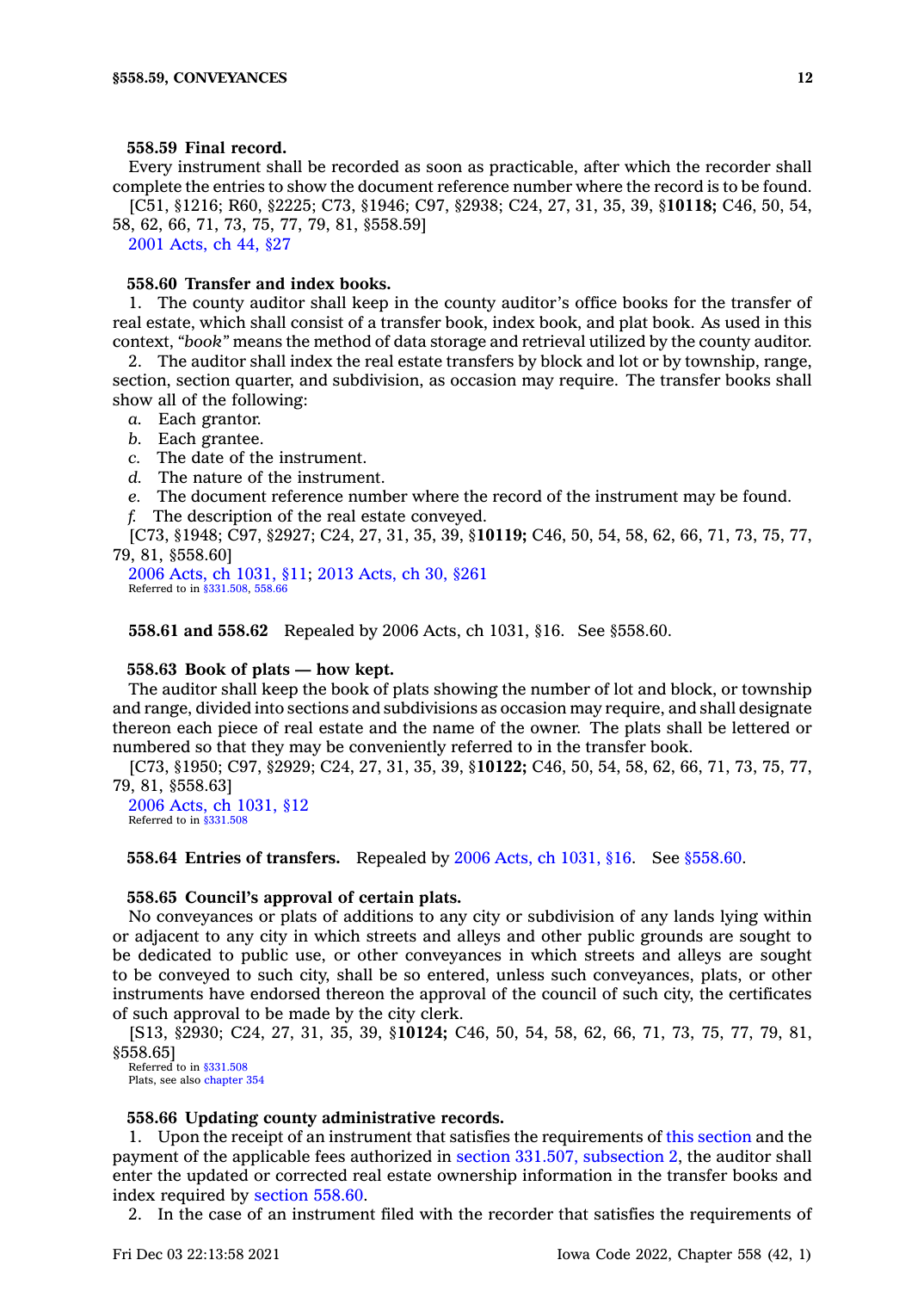**558.59 Final record.**

Every instrument shall be recorded as soon as practicable, after which the recorder shall complete the entries to show the document reference number where the record is to be found.

[C51, §1216; R60, §2225; C73, §1946; C97, §2938; C24, 27, 31, 35, 39, §**10118;** C46, 50, 54, 58, 62, 66, 71, 73, 75, 77, 79, 81, §558.59]

2001 Acts, ch 44, §27

**558.60 Transfer and index books.**

1. The county auditor shall keep in the county auditor's office books for the transfer of real estate, which shall consist of a transfer book, index book, and plat book. As used in this context, *"book"* means the method of data storage and retrieval utilized by the county auditor.

2. The auditor shall index the real estate transfers by block and lot or by township, range, section, section quarter, and subdivision, as occasion may require. The transfer books shall show all of the following:

*a.* Each grantor.

*b.* Each grantee.

*c.* The date of the instrument.

*d.* The nature of the instrument.

*e.* The document reference number where the record of the instrument may be found.

*f.* The description of the real estate conveyed.

[C73, §1948; C97, §2927; C24, 27, 31, 35, 39, §**10119;** C46, 50, 54, 58, 62, 66, 71, 73, 75, 77, 79, 81, §558.60]

2006 Acts, ch 1031, §11; 2013 Acts, ch 30, §261

Referred to in §331.508, 558.66

**558.61 and 558.62** Repealed by 2006 Acts, ch 1031, §16. See §558.60.

**558.63 Book of plats — how kept.**

The auditor shall keep the book of plats showing the number of lot and block, or township and range, divided into sections and subdivisions as occasion may require, and shall designate thereon each piece of real estate and the name of the owner. The plats shall be lettered or numbered so that they may be conveniently referred to in the transfer book.

[C73, §1950; C97, §2929; C24, 27, 31, 35, 39, §**10122;** C46, 50, 54, 58, 62, 66, 71, 73, 75, 77, 79, 81, §558.63]

2006 Acts, ch 1031, §12

Referred to in §331.508

**558.64 Entries of transfers.** Repealed by 2006 Acts, ch 1031, §16. See §558.60.

**558.65 Council's approval of certain plats.**

No conveyances or plats of additions to any city or subdivision of any lands lying within or adjacent to any city in which streets and alleys and other public grounds are sought to be dedicated to public use, or other conveyances in which streets and alleys are sought to be conveyed to such city, shall be so entered, unless such conveyances, plats, or other instruments have endorsed thereon the approval of the council of such city, the certificates of such approval to be made by the city clerk.

[S13, §2930; C24, 27, 31, 35, 39, §**10124;** C46, 50, 54, 58, 62, 66, 71, 73, 75, 77, 79, 81, §558.65]

Referred to in §331.508

Plats, see also chapter 354

**558.66 Updating county administrative records.**

1. Upon the receipt of an instrument that satisfies the requirements of this section and the payment of the applicable fees authorized in section 331.507, subsection 2, the auditor shall enter the updated or corrected real estate ownership information in the transfer books and index required by section 558.60.

2. In the case of an instrument filed with the recorder that satisfies the requirements of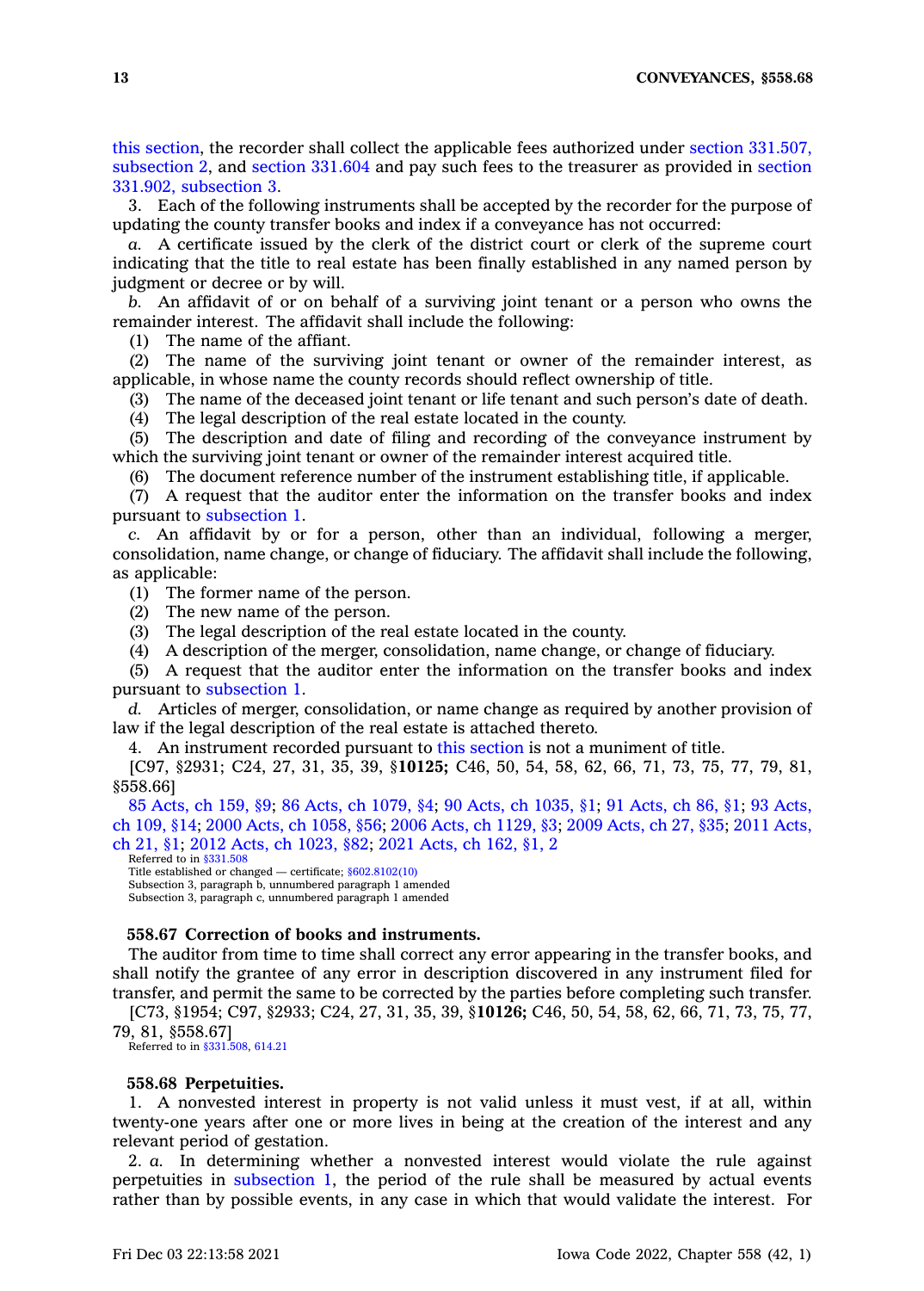this section, the recorder shall collect the applicable fees authorized under section 331.507, subsection 2, and section 331.604 and pay such fees to the treasurer as provided in section 331.902, subsection 3.

3. Each of the following instruments shall be accepted by the recorder for the purpose of updating the county transfer books and index if a conveyance has not occurred:

*a.* A certificate issued by the clerk of the district court or clerk of the supreme court indicating that the title to real estate has been finally established in any named person by judgment or decree or by will.

*b.* An affidavit of or on behalf of a surviving joint tenant or a person who owns the remainder interest. The affidavit shall include the following:

(1) The name of the affiant.

(2) The name of the surviving joint tenant or owner of the remainder interest, as applicable, in whose name the county records should reflect ownership of title.

(3) The name of the deceased joint tenant or life tenant and such person's date of death.

(4) The legal description of the real estate located in the county.

(5) The description and date of filing and recording of the conveyance instrument by which the surviving joint tenant or owner of the remainder interest acquired title.

(6) The document reference number of the instrument establishing title, if applicable.

(7) A request that the auditor enter the information on the transfer books and index pursuant to subsection 1.

*c.* An affidavit by or for a person, other than an individual, following a merger, consolidation, name change, or change of fiduciary. The affidavit shall include the following, as applicable:

(1) The former name of the person.

(2) The new name of the person.

(3) The legal description of the real estate located in the county.

(4) A description of the merger, consolidation, name change, or change of fiduciary.

(5) A request that the auditor enter the information on the transfer books and index pursuant to subsection 1.

*d.* Articles of merger, consolidation, or name change as required by another provision of law if the legal description of the real estate is attached thereto.

4. An instrument recorded pursuant to this section is not a muniment of title.

[C97, §2931; C24, 27, 31, 35, 39, §**10125;** C46, 50, 54, 58, 62, 66, 71, 73, 75, 77, 79, 81, §558.66]

85 Acts, ch 159, §9; 86 Acts, ch 1079, §4; 90 Acts, ch 1035, §1; 91 Acts, ch 86, §1; 93 Acts, ch 109, §14; 2000 Acts, ch 1058, §56; 2006 Acts, ch 1129, §3; 2009 Acts, ch 27, §35; 2011 Acts, ch 21, §1; 2012 Acts, ch 1023, §82; 2021 Acts, ch 162, §1, 2

Referred to in §331.508
Title established or changed — certificate; §602.8102(10)
Subsection 3, paragraph b, unnumbered paragraph 1 amended
Subsection 3, paragraph c, unnumbered paragraph 1 amended

### 558.67 Correction of books and instruments.

The auditor from time to time shall correct any error appearing in the transfer books, and shall notify the grantee of any error in description discovered in any instrument filed for transfer, and permit the same to be corrected by the parties before completing such transfer.

[C73, §1954; C97, §2933; C24, 27, 31, 35, 39, §**10126;** C46, 50, 54, 58, 62, 66, 71, 73, 75, 77, 79, 81, §558.67]

Referred to in §331.508, 614.21

### 558.68 Perpetuities.

1. A nonvested interest in property is not valid unless it must vest, if at all, within twenty-one years after one or more lives in being at the creation of the interest and any relevant period of gestation.

2. *a.* In determining whether a nonvested interest would violate the rule against perpetuities in subsection 1, the period of the rule shall be measured by actual events rather than by possible events, in any case in which that would validate the interest. For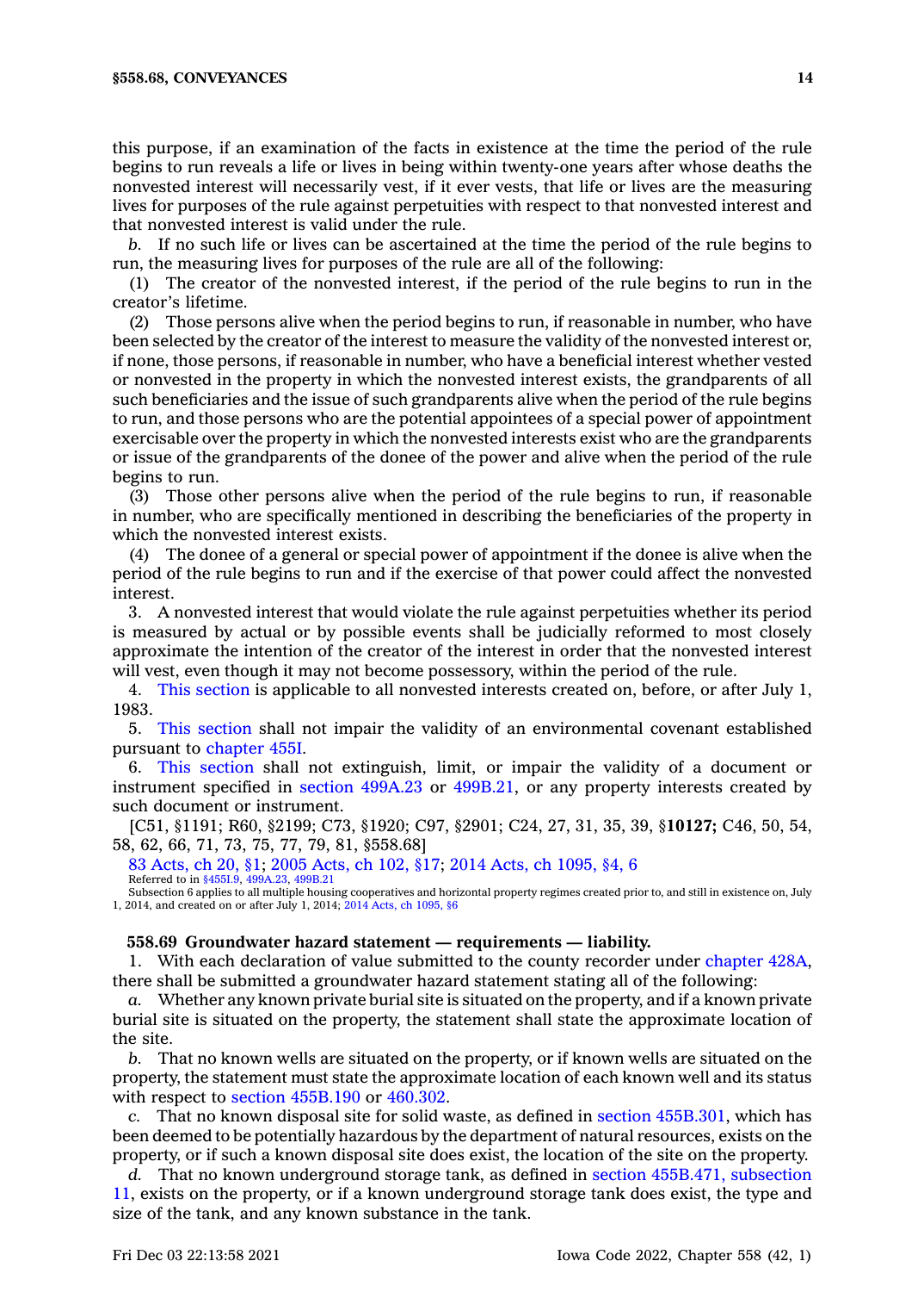this purpose, if an examination of the facts in existence at the time the period of the rule begins to run reveals a life or lives in being within twenty-one years after whose deaths the nonvested interest will necessarily vest, if it ever vests, that life or lives are the measuring lives for purposes of the rule against perpetuities with respect to that nonvested interest and that nonvested interest is valid under the rule.

*b.* If no such life or lives can be ascertained at the time the period of the rule begins to run, the measuring lives for purposes of the rule are all of the following:

(1) The creator of the nonvested interest, if the period of the rule begins to run in the creator's lifetime.

(2) Those persons alive when the period begins to run, if reasonable in number, who have been selected by the creator of the interest to measure the validity of the nonvested interest or, if none, those persons, if reasonable in number, who have a beneficial interest whether vested or nonvested in the property in which the nonvested interest exists, the grandparents of all such beneficiaries and the issue of such grandparents alive when the period of the rule begins to run, and those persons who are the potential appointees of a special power of appointment exercisable over the property in which the nonvested interests exist who are the grandparents or issue of the grandparents of the donee of the power and alive when the period of the rule begins to run.

(3) Those other persons alive when the period of the rule begins to run, if reasonable in number, who are specifically mentioned in describing the beneficiaries of the property in which the nonvested interest exists.

(4) The donee of a general or special power of appointment if the donee is alive when the period of the rule begins to run and if the exercise of that power could affect the nonvested interest.

3. A nonvested interest that would violate the rule against perpetuities whether its period is measured by actual or by possible events shall be judicially reformed to most closely approximate the intention of the creator of the interest in order that the nonvested interest will vest, even though it may not become possessory, within the period of the rule.

4. This section is applicable to all nonvested interests created on, before, or after July 1, 1983.

5. This section shall not impair the validity of an environmental covenant established pursuant to chapter 455I.

6. This section shall not extinguish, limit, or impair the validity of a document or instrument specified in section 499A.23 or 499B.21, or any property interests created by such document or instrument.

[C51, §1191; R60, §2199; C73, §1920; C97, §2901; C24, 27, 31, 35, 39, §**10127;** C46, 50, 54, 58, 62, 66, 71, 73, 75, 77, 79, 81, §558.68]

83 Acts, ch 20, §1; 2005 Acts, ch 102, §17; 2014 Acts, ch 1095, §4, 6

Referred to in §455I.9, 499A.23, 499B.21

Subsection 6 applies to all multiple housing cooperatives and horizontal property regimes created prior to, and still in existence on, July 1, 2014, and created on or after July 1, 2014; 2014 Acts, ch 1095, §6

**558.69 Groundwater hazard statement — requirements — liability.**

1. With each declaration of value submitted to the county recorder under chapter 428A, there shall be submitted a groundwater hazard statement stating all of the following:

*a.* Whether any known private burial site is situated on the property, and if a known private burial site is situated on the property, the statement shall state the approximate location of the site.

*b.* That no known wells are situated on the property, or if known wells are situated on the property, the statement must state the approximate location of each known well and its status with respect to section 455B.190 or 460.302.

*c.* That no known disposal site for solid waste, as defined in section 455B.301, which has been deemed to be potentially hazardous by the department of natural resources, exists on the property, or if such a known disposal site does exist, the location of the site on the property.

*d.* That no known underground storage tank, as defined in section 455B.471, subsection 11, exists on the property, or if a known underground storage tank does exist, the type and size of the tank, and any known substance in the tank.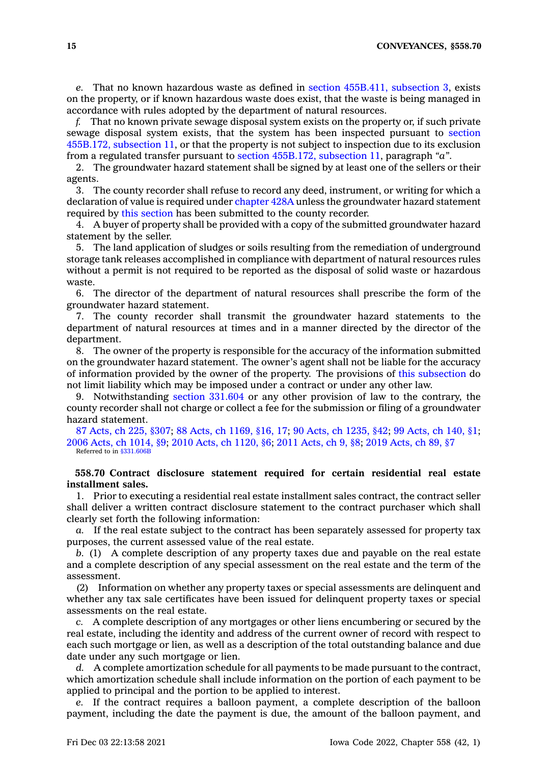*e.* That no known hazardous waste as defined in section 455B.411, subsection 3, exists on the property, or if known hazardous waste does exist, that the waste is being managed in accordance with rules adopted by the department of natural resources.

*f.* That no known private sewage disposal system exists on the property or, if such private sewage disposal system exists, that the system has been inspected pursuant to section 455B.172, subsection 11, or that the property is not subject to inspection due to its exclusion from a regulated transfer pursuant to section 455B.172, subsection 11, paragraph *"a"*.

2. The groundwater hazard statement shall be signed by at least one of the sellers or their agents.

3. The county recorder shall refuse to record any deed, instrument, or writing for which a declaration of value is required under chapter 428A unless the groundwater hazard statement required by this section has been submitted to the county recorder.

4. A buyer of property shall be provided with a copy of the submitted groundwater hazard statement by the seller.

5. The land application of sludges or soils resulting from the remediation of underground storage tank releases accomplished in compliance with department of natural resources rules without a permit is not required to be reported as the disposal of solid waste or hazardous waste.

6. The director of the department of natural resources shall prescribe the form of the groundwater hazard statement.

7. The county recorder shall transmit the groundwater hazard statements to the department of natural resources at times and in a manner directed by the director of the department.

8. The owner of the property is responsible for the accuracy of the information submitted on the groundwater hazard statement. The owner's agent shall not be liable for the accuracy of information provided by the owner of the property. The provisions of this subsection do not limit liability which may be imposed under a contract or under any other law.

9. Notwithstanding section 331.604 or any other provision of law to the contrary, the county recorder shall not charge or collect a fee for the submission or filing of a groundwater hazard statement.

87 Acts, ch 225, §307; 88 Acts, ch 1169, §16, 17; 90 Acts, ch 1235, §42; 99 Acts, ch 140, §1; 2006 Acts, ch 1014, §9; 2010 Acts, ch 1120, §6; 2011 Acts, ch 9, §8; 2019 Acts, ch 89, §7
Referred to in §331.606B

**558.70 Contract disclosure statement required for certain residential real estate installment sales.**

1. Prior to executing a residential real estate installment sales contract, the contract seller shall deliver a written contract disclosure statement to the contract purchaser which shall clearly set forth the following information:

*a.* If the real estate subject to the contract has been separately assessed for property tax purposes, the current assessed value of the real estate.

*b.* (1) A complete description of any property taxes due and payable on the real estate and a complete description of any special assessment on the real estate and the term of the assessment.

(2) Information on whether any property taxes or special assessments are delinquent and whether any tax sale certificates have been issued for delinquent property taxes or special assessments on the real estate.

*c.* A complete description of any mortgages or other liens encumbering or secured by the real estate, including the identity and address of the current owner of record with respect to each such mortgage or lien, as well as a description of the total outstanding balance and due date under any such mortgage or lien.

*d.* A complete amortization schedule for all payments to be made pursuant to the contract, which amortization schedule shall include information on the portion of each payment to be applied to principal and the portion to be applied to interest.

*e.* If the contract requires a balloon payment, a complete description of the balloon payment, including the date the payment is due, the amount of the balloon payment, and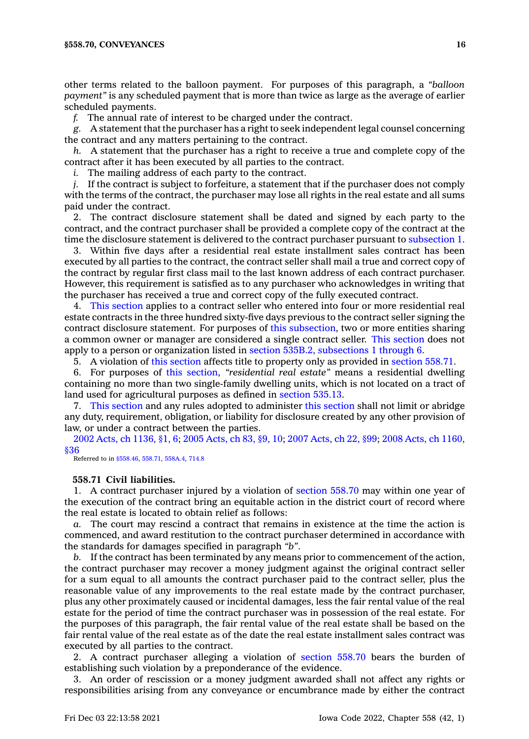other terms related to the balloon payment. For purposes of this paragraph, a *"balloon payment"* is any scheduled payment that is more than twice as large as the average of earlier scheduled payments.

*f.* The annual rate of interest to be charged under the contract.

*g.* A statement that the purchaser has a right to seek independent legal counsel concerning the contract and any matters pertaining to the contract.

*h.* A statement that the purchaser has a right to receive a true and complete copy of the contract after it has been executed by all parties to the contract.

*i.* The mailing address of each party to the contract.

*j.* If the contract is subject to forfeiture, a statement that if the purchaser does not comply with the terms of the contract, the purchaser may lose all rights in the real estate and all sums paid under the contract.

2. The contract disclosure statement shall be dated and signed by each party to the contract, and the contract purchaser shall be provided a complete copy of the contract at the time the disclosure statement is delivered to the contract purchaser pursuant to subsection 1.

3. Within five days after a residential real estate installment sales contract has been executed by all parties to the contract, the contract seller shall mail a true and correct copy of the contract by regular first class mail to the last known address of each contract purchaser. However, this requirement is satisfied as to any purchaser who acknowledges in writing that the purchaser has received a true and correct copy of the fully executed contract.

4. This section applies to a contract seller who entered into four or more residential real estate contracts in the three hundred sixty-five days previous to the contract seller signing the contract disclosure statement. For purposes of this subsection, two or more entities sharing a common owner or manager are considered a single contract seller. This section does not apply to a person or organization listed in section 535B.2, subsections 1 through 6.

5. A violation of this section affects title to property only as provided in section 558.71.

6. For purposes of this section, *"residential real estate"* means a residential dwelling containing no more than two single-family dwelling units, which is not located on a tract of land used for agricultural purposes as defined in section 535.13.

7. This section and any rules adopted to administer this section shall not limit or abridge any duty, requirement, obligation, or liability for disclosure created by any other provision of law, or under a contract between the parties.

2002 Acts, ch 1136, §1, 6; 2005 Acts, ch 83, §9, 10; 2007 Acts, ch 22, §99; 2008 Acts, ch 1160, §36

Referred to in §558.46, 558.71, 558A.4, 714.8

**558.71 Civil liabilities.**

1. A contract purchaser injured by a violation of section 558.70 may within one year of the execution of the contract bring an equitable action in the district court of record where the real estate is located to obtain relief as follows:

*a.* The court may rescind a contract that remains in existence at the time the action is commenced, and award restitution to the contract purchaser determined in accordance with the standards for damages specified in paragraph *"b"*.

*b.* If the contract has been terminated by any means prior to commencement of the action, the contract purchaser may recover a money judgment against the original contract seller for a sum equal to all amounts the contract purchaser paid to the contract seller, plus the reasonable value of any improvements to the real estate made by the contract purchaser, plus any other proximately caused or incidental damages, less the fair rental value of the real estate for the period of time the contract purchaser was in possession of the real estate. For the purposes of this paragraph, the fair rental value of the real estate shall be based on the fair rental value of the real estate as of the date the real estate installment sales contract was executed by all parties to the contract.

2. A contract purchaser alleging a violation of section 558.70 bears the burden of establishing such violation by a preponderance of the evidence.

3. An order of rescission or a money judgment awarded shall not affect any rights or responsibilities arising from any conveyance or encumbrance made by either the contract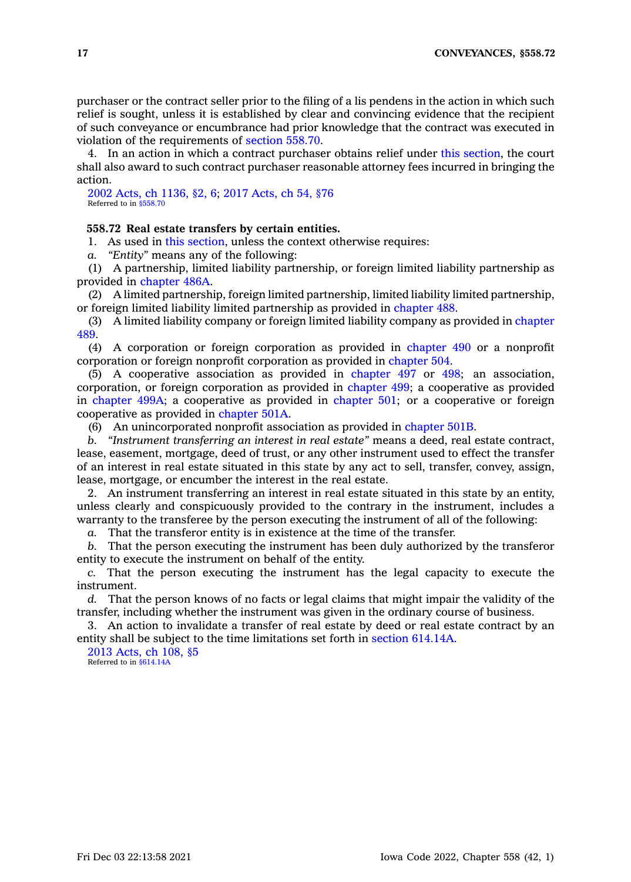purchaser or the contract seller prior to the filing of a lis pendens in the action in which such relief is sought, unless it is established by clear and convincing evidence that the recipient of such conveyance or encumbrance had prior knowledge that the contract was executed in violation of the requirements of section 558.70.

4. In an action in which a contract purchaser obtains relief under this section, the court shall also award to such contract purchaser reasonable attorney fees incurred in bringing the action.

2002 Acts, ch 1136, §2, 6; 2017 Acts, ch 54, §76
Referred to in §558.70

**558.72 Real estate transfers by certain entities.**

1. As used in this section, unless the context otherwise requires:

*a.* *"Entity"* means any of the following:

(1) A partnership, limited liability partnership, or foreign limited liability partnership as provided in chapter 486A.

(2) A limited partnership, foreign limited partnership, limited liability limited partnership, or foreign limited liability limited partnership as provided in chapter 488.

(3) A limited liability company or foreign limited liability company as provided in chapter 489.

(4) A corporation or foreign corporation as provided in chapter 490 or a nonprofit corporation or foreign nonprofit corporation as provided in chapter 504.

(5) A cooperative association as provided in chapter 497 or 498; an association, corporation, or foreign corporation as provided in chapter 499; a cooperative as provided in chapter 499A; a cooperative as provided in chapter 501; or a cooperative or foreign cooperative as provided in chapter 501A.

(6) An unincorporated nonprofit association as provided in chapter 501B.

*b.* *"Instrument transferring an interest in real estate"* means a deed, real estate contract, lease, easement, mortgage, deed of trust, or any other instrument used to effect the transfer of an interest in real estate situated in this state by any act to sell, transfer, convey, assign, lease, mortgage, or encumber the interest in the real estate.

2. An instrument transferring an interest in real estate situated in this state by an entity, unless clearly and conspicuously provided to the contrary in the instrument, includes a warranty to the transferee by the person executing the instrument of all of the following:

*a.* That the transferor entity is in existence at the time of the transfer.

*b.* That the person executing the instrument has been duly authorized by the transferor entity to execute the instrument on behalf of the entity.

*c.* That the person executing the instrument has the legal capacity to execute the instrument.

*d.* That the person knows of no facts or legal claims that might impair the validity of the transfer, including whether the instrument was given in the ordinary course of business.

3. An action to invalidate a transfer of real estate by deed or real estate contract by an entity shall be subject to the time limitations set forth in section 614.14A.

2013 Acts, ch 108, §5
Referred to in §614.14A